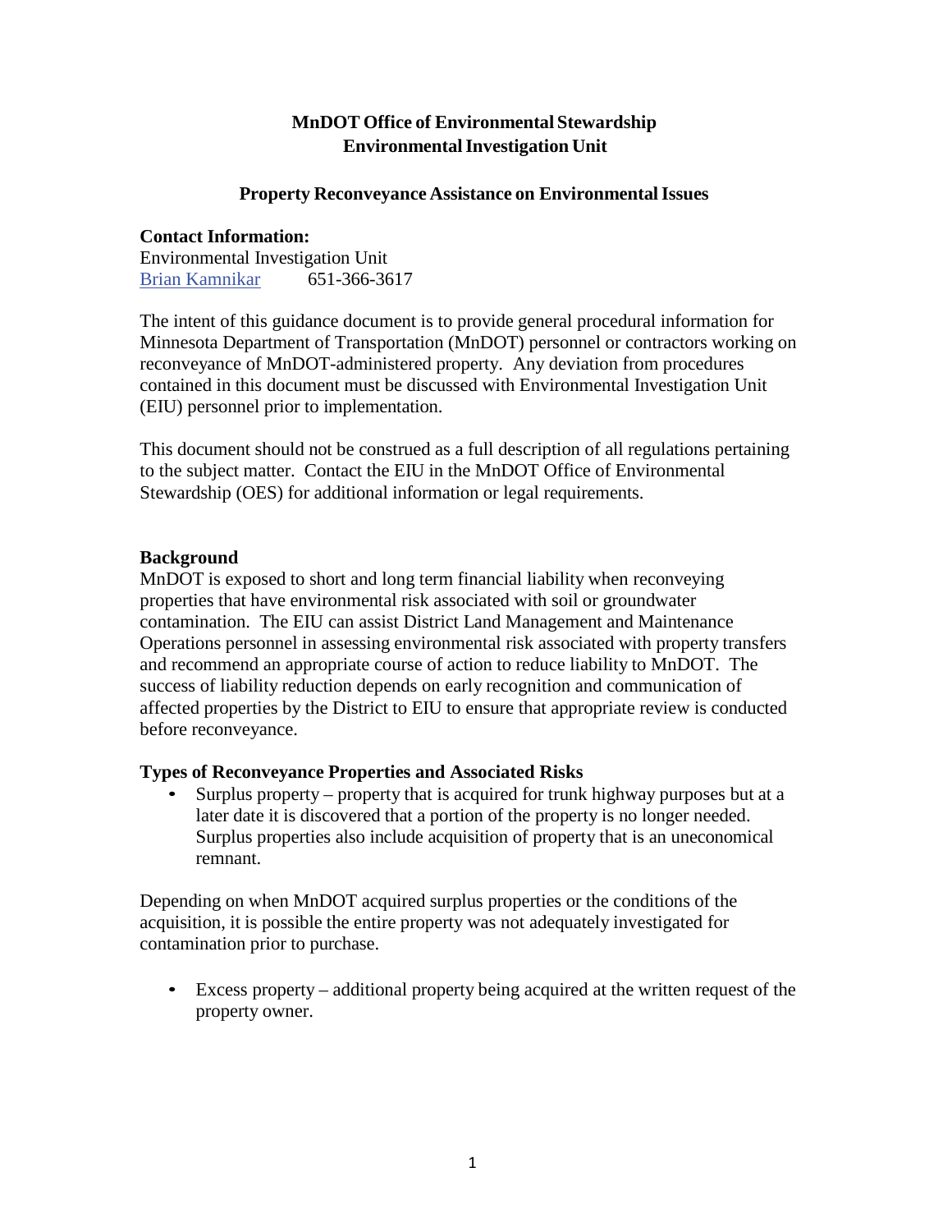**MnDOT Office of Environmental Stewardship**
**Environmental Investigation Unit**

**Property Reconveyance Assistance on Environmental Issues**

**Contact Information:**
Environmental Investigation Unit
Brian Kamnikar 651-366-3617

The intent of this guidance document is to provide general procedural information for Minnesota Department of Transportation (MnDOT) personnel or contractors working on reconveyance of MnDOT-administered property. Any deviation from procedures contained in this document must be discussed with Environmental Investigation Unit (EIU) personnel prior to implementation.

This document should not be construed as a full description of all regulations pertaining to the subject matter. Contact the EIU in the MnDOT Office of Environmental Stewardship (OES) for additional information or legal requirements.

## Background

MnDOT is exposed to short and long term financial liability when reconveying properties that have environmental risk associated with soil or groundwater contamination. The EIU can assist District Land Management and Maintenance Operations personnel in assessing environmental risk associated with property transfers and recommend an appropriate course of action to reduce liability to MnDOT. The success of liability reduction depends on early recognition and communication of affected properties by the District to EIU to ensure that appropriate review is conducted before reconveyance.

## Types of Reconveyance Properties and Associated Risks

- Surplus property – property that is acquired for trunk highway purposes but at a later date it is discovered that a portion of the property is no longer needed. Surplus properties also include acquisition of property that is an uneconomical remnant.

Depending on when MnDOT acquired surplus properties or the conditions of the acquisition, it is possible the entire property was not adequately investigated for contamination prior to purchase.

- Excess property – additional property being acquired at the written request of the property owner.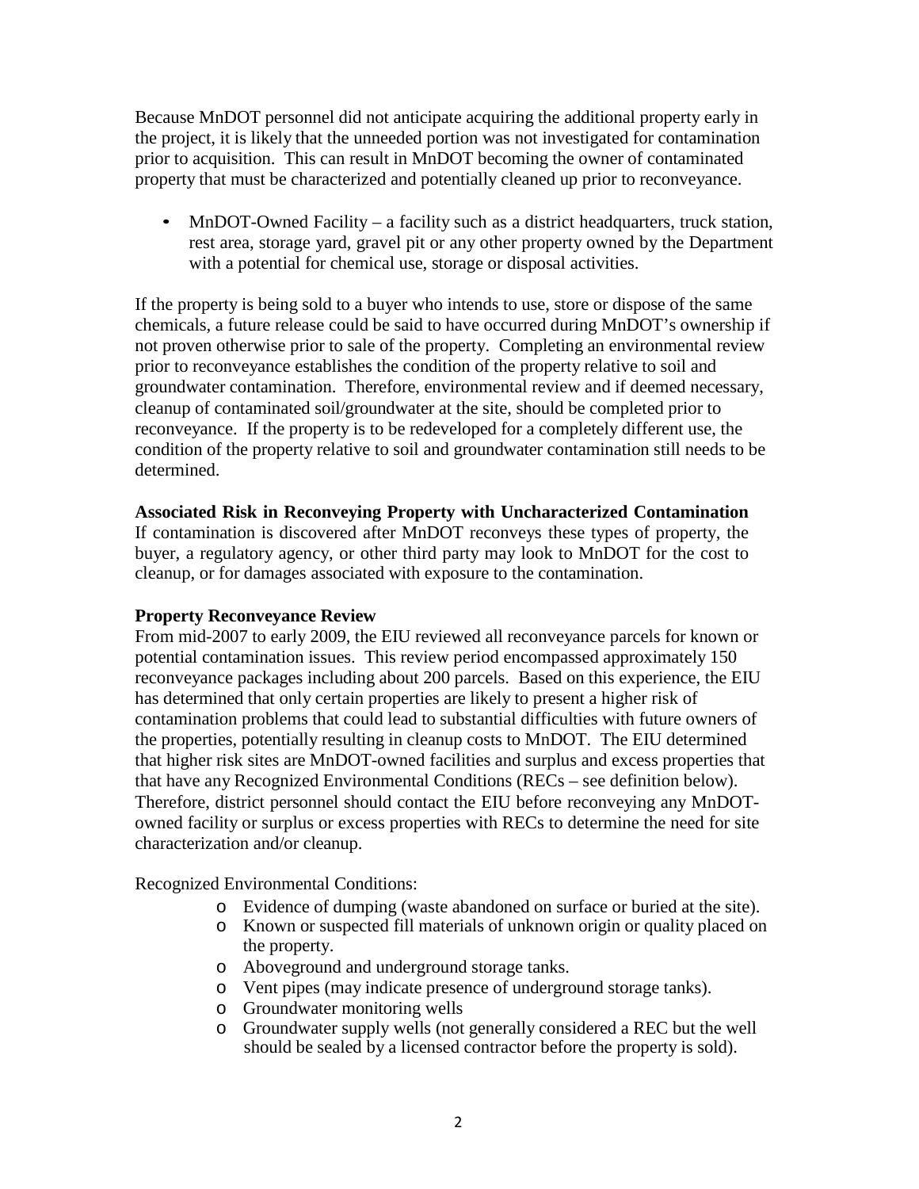Because MnDOT personnel did not anticipate acquiring the additional property early in the project, it is likely that the unneeded portion was not investigated for contamination prior to acquisition. This can result in MnDOT becoming the owner of contaminated property that must be characterized and potentially cleaned up prior to reconveyance.

- MnDOT-Owned Facility – a facility such as a district headquarters, truck station, rest area, storage yard, gravel pit or any other property owned by the Department with a potential for chemical use, storage or disposal activities.

If the property is being sold to a buyer who intends to use, store or dispose of the same chemicals, a future release could be said to have occurred during MnDOT's ownership if not proven otherwise prior to sale of the property. Completing an environmental review prior to reconveyance establishes the condition of the property relative to soil and groundwater contamination. Therefore, environmental review and if deemed necessary, cleanup of contaminated soil/groundwater at the site, should be completed prior to reconveyance. If the property is to be redeveloped for a completely different use, the condition of the property relative to soil and groundwater contamination still needs to be determined.

**Associated Risk in Reconveying Property with Uncharacterized Contamination**

If contamination is discovered after MnDOT reconveys these types of property, the buyer, a regulatory agency, or other third party may look to MnDOT for the cost to cleanup, or for damages associated with exposure to the contamination.

**Property Reconveyance Review**

From mid-2007 to early 2009, the EIU reviewed all reconveyance parcels for known or potential contamination issues. This review period encompassed approximately 150 reconveyance packages including about 200 parcels. Based on this experience, the EIU has determined that only certain properties are likely to present a higher risk of contamination problems that could lead to substantial difficulties with future owners of the properties, potentially resulting in cleanup costs to MnDOT. The EIU determined that higher risk sites are MnDOT-owned facilities and surplus and excess properties that that have any Recognized Environmental Conditions (RECs – see definition below). Therefore, district personnel should contact the EIU before reconveying any MnDOT-owned facility or surplus or excess properties with RECs to determine the need for site characterization and/or cleanup.

Recognized Environmental Conditions:

- Evidence of dumping (waste abandoned on surface or buried at the site).
- Known or suspected fill materials of unknown origin or quality placed on the property.
- Aboveground and underground storage tanks.
- Vent pipes (may indicate presence of underground storage tanks).
- Groundwater monitoring wells
- Groundwater supply wells (not generally considered a REC but the well should be sealed by a licensed contractor before the property is sold).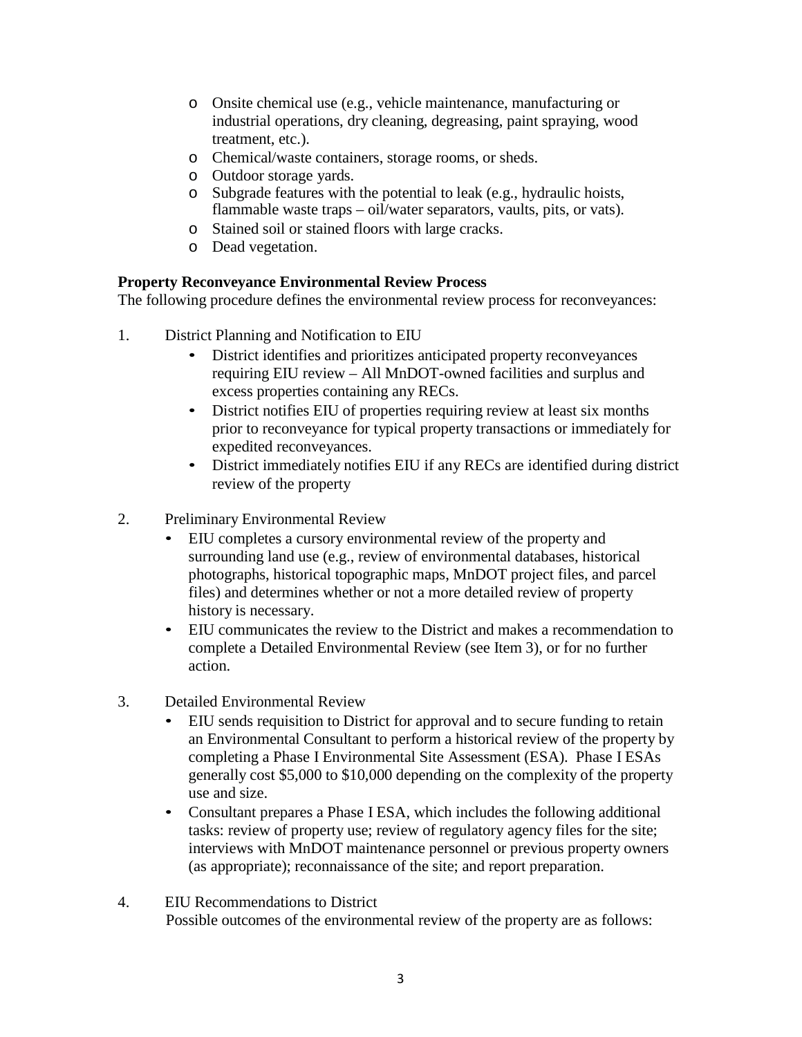- Onsite chemical use (e.g., vehicle maintenance, manufacturing or industrial operations, dry cleaning, degreasing, paint spraying, wood treatment, etc.).
  - Chemical/waste containers, storage rooms, or sheds.
  - Outdoor storage yards.
  - Subgrade features with the potential to leak (e.g., hydraulic hoists, flammable waste traps – oil/water separators, vaults, pits, or vats).
  - Stained soil or stained floors with large cracks.
  - Dead vegetation.

**Property Reconveyance Environmental Review Process**
The following procedure defines the environmental review process for reconveyances:

1. District Planning and Notification to EIU
   - District identifies and prioritizes anticipated property reconveyances requiring EIU review – All MnDOT-owned facilities and surplus and excess properties containing any RECs.
   - District notifies EIU of properties requiring review at least six months prior to reconveyance for typical property transactions or immediately for expedited reconveyances.
   - District immediately notifies EIU if any RECs are identified during district review of the property

2. Preliminary Environmental Review
   - EIU completes a cursory environmental review of the property and surrounding land use (e.g., review of environmental databases, historical photographs, historical topographic maps, MnDOT project files, and parcel files) and determines whether or not a more detailed review of property history is necessary.
   - EIU communicates the review to the District and makes a recommendation to complete a Detailed Environmental Review (see Item 3), or for no further action.

3. Detailed Environmental Review
   - EIU sends requisition to District for approval and to secure funding to retain an Environmental Consultant to perform a historical review of the property by completing a Phase I Environmental Site Assessment (ESA). Phase I ESAs generally cost $5,000 to $10,000 depending on the complexity of the property use and size.
   - Consultant prepares a Phase I ESA, which includes the following additional tasks: review of property use; review of regulatory agency files for the site; interviews with MnDOT maintenance personnel or previous property owners (as appropriate); reconnaissance of the site; and report preparation.

4. EIU Recommendations to District
   Possible outcomes of the environmental review of the property are as follows: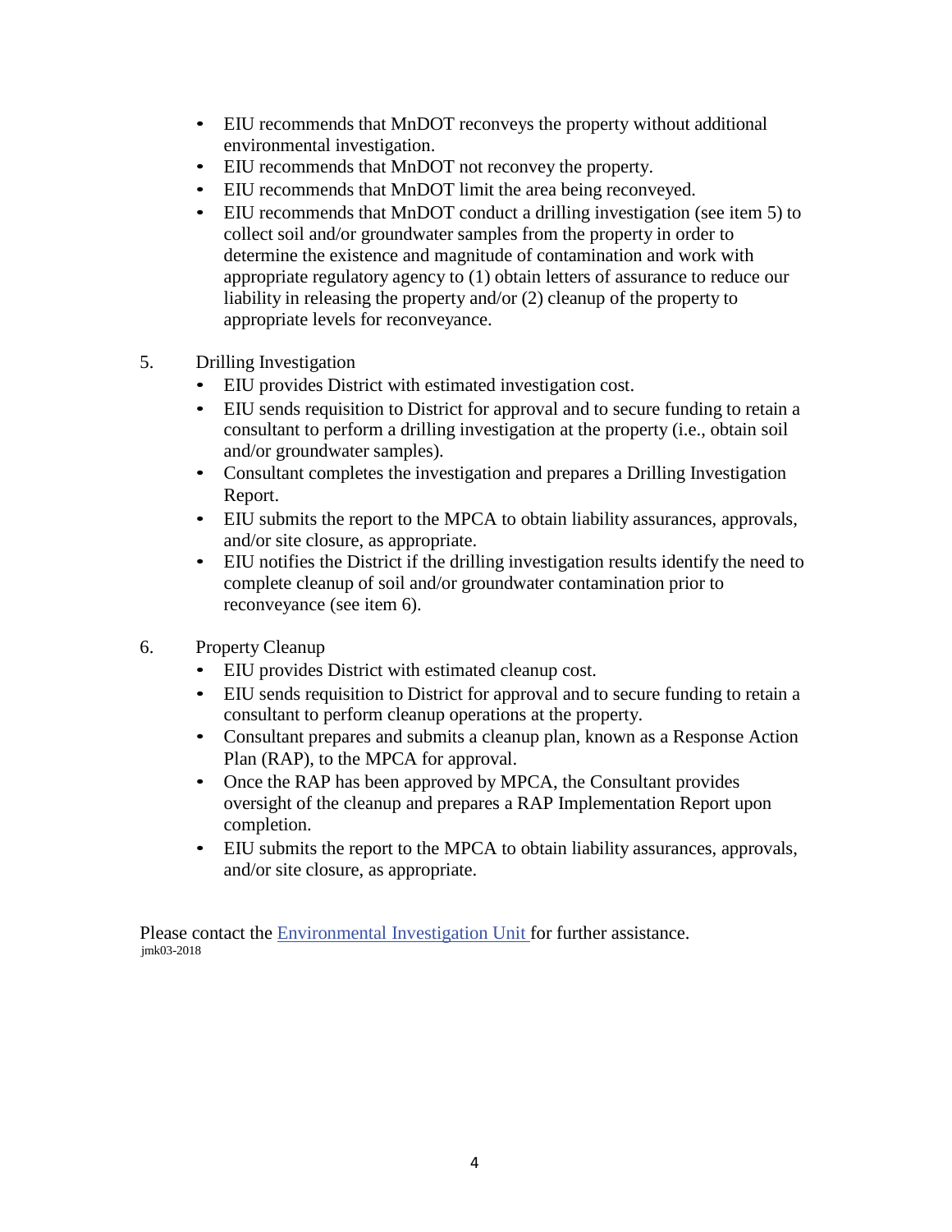- EIU recommends that MnDOT reconveys the property without additional environmental investigation.
- EIU recommends that MnDOT not reconvey the property.
- EIU recommends that MnDOT limit the area being reconveyed.
- EIU recommends that MnDOT conduct a drilling investigation (see item 5) to collect soil and/or groundwater samples from the property in order to determine the existence and magnitude of contamination and work with appropriate regulatory agency to (1) obtain letters of assurance to reduce our liability in releasing the property and/or (2) cleanup of the property to appropriate levels for reconveyance.

5. Drilling Investigation
   - EIU provides District with estimated investigation cost.
   - EIU sends requisition to District for approval and to secure funding to retain a consultant to perform a drilling investigation at the property (i.e., obtain soil and/or groundwater samples).
   - Consultant completes the investigation and prepares a Drilling Investigation Report.
   - EIU submits the report to the MPCA to obtain liability assurances, approvals, and/or site closure, as appropriate.
   - EIU notifies the District if the drilling investigation results identify the need to complete cleanup of soil and/or groundwater contamination prior to reconveyance (see item 6).

6. Property Cleanup
   - EIU provides District with estimated cleanup cost.
   - EIU sends requisition to District for approval and to secure funding to retain a consultant to perform cleanup operations at the property.
   - Consultant prepares and submits a cleanup plan, known as a Response Action Plan (RAP), to the MPCA for approval.
   - Once the RAP has been approved by MPCA, the Consultant provides oversight of the cleanup and prepares a RAP Implementation Report upon completion.
   - EIU submits the report to the MPCA to obtain liability assurances, approvals, and/or site closure, as appropriate.

Please contact the Environmental Investigation Unit for further assistance.

jmk03-2018